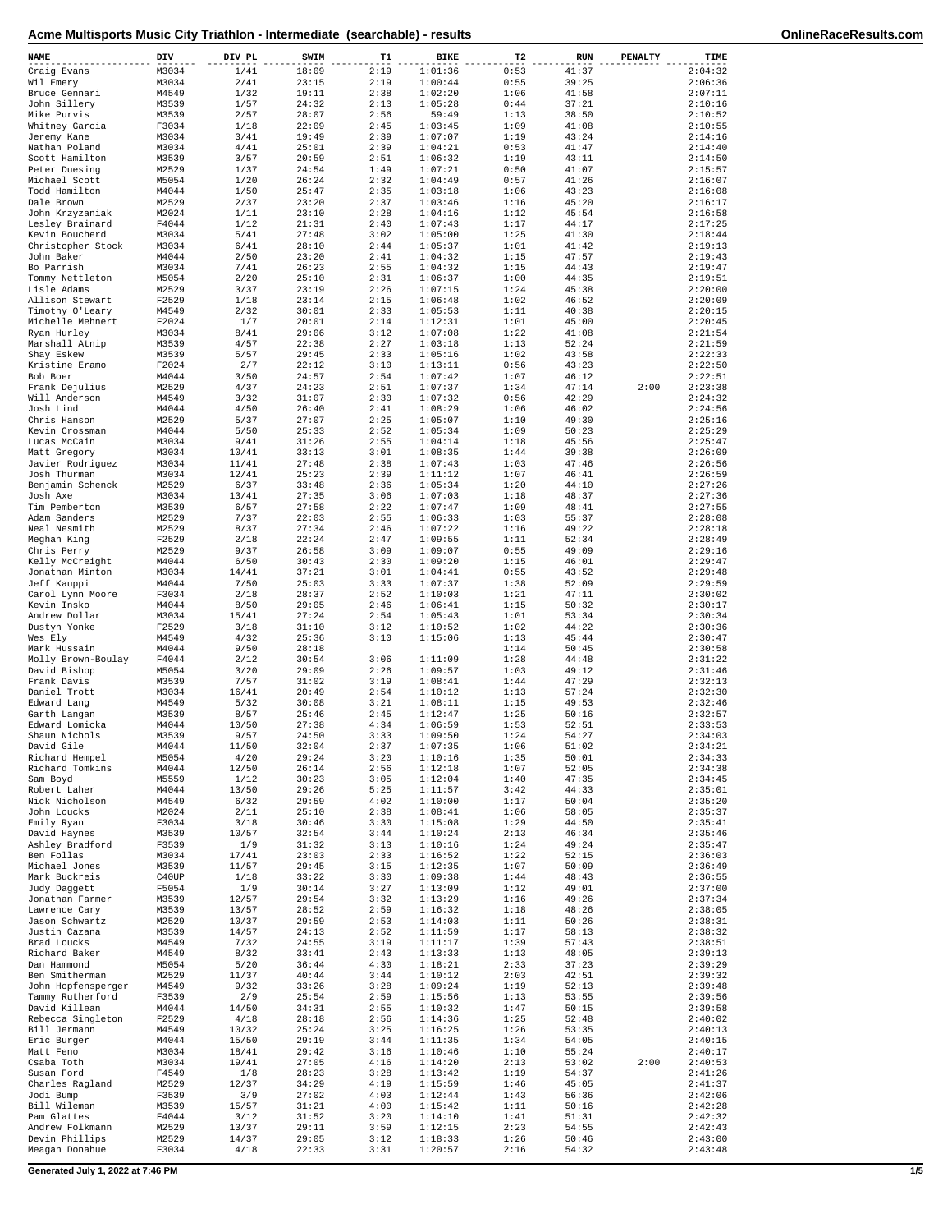# Acme Multisports Music City Triathlon - Intermediate (searchable) - results

OnlineRaceResults.com

| NAME | DIV | DIV PL | SWIM | T1 | BIKE | T2 | RUN | PENALTY | TIME |
|---|---|---|---|---|---|---|---|---|---|
| Craig Evans | M3034 | 1/41 | 18:09 | 2:19 | 1:01:36 | 0:53 | 41:37 | | 2:04:32 |
| Wil Emery | M3034 | 2/41 | 23:15 | 2:19 | 1:00:44 | 0:55 | 39:25 | | 2:06:36 |
| Bruce Gennari | M4549 | 1/32 | 19:11 | 2:38 | 1:02:20 | 1:06 | 41:58 | | 2:07:11 |
| John Sillery | M3539 | 1/57 | 24:32 | 2:13 | 1:05:28 | 0:44 | 37:21 | | 2:10:16 |
| Mike Purvis | M3539 | 2/57 | 28:07 | 2:56 | 59:49 | 1:13 | 38:50 | | 2:10:52 |
| Whitney Garcia | F3034 | 1/18 | 22:09 | 2:45 | 1:03:45 | 1:09 | 41:08 | | 2:10:55 |
| Jeremy Kane | M3034 | 3/41 | 19:49 | 2:39 | 1:07:07 | 1:19 | 43:24 | | 2:14:16 |
| Nathan Poland | M3034 | 4/41 | 25:01 | 2:39 | 1:04:21 | 0:53 | 41:47 | | 2:14:40 |
| Scott Hamilton | M3539 | 3/57 | 20:59 | 2:51 | 1:06:32 | 1:19 | 43:11 | | 2:14:50 |
| Peter Duesing | M2529 | 1/37 | 24:54 | 1:49 | 1:07:21 | 0:50 | 41:07 | | 2:15:57 |
| Michael Scott | M5054 | 1/20 | 26:24 | 2:32 | 1:04:49 | 0:57 | 41:26 | | 2:16:07 |
| Todd Hamilton | M4044 | 1/50 | 25:47 | 2:35 | 1:03:18 | 1:06 | 43:23 | | 2:16:08 |
| Dale Brown | M2529 | 2/37 | 23:20 | 2:37 | 1:03:46 | 1:16 | 45:20 | | 2:16:17 |
| John Krzyzaniak | M2024 | 1/11 | 23:10 | 2:28 | 1:04:16 | 1:12 | 45:54 | | 2:16:58 |
| Lesley Brainard | F4044 | 1/12 | 21:31 | 2:40 | 1:07:43 | 1:17 | 44:17 | | 2:17:25 |
| Kevin Boucherd | M3034 | 5/41 | 27:48 | 3:02 | 1:05:00 | 1:25 | 41:30 | | 2:18:44 |
| Christopher Stock | M3034 | 6/41 | 28:10 | 2:44 | 1:05:37 | 1:01 | 41:42 | | 2:19:13 |
| John Baker | M4044 | 2/50 | 23:20 | 2:41 | 1:04:32 | 1:15 | 47:57 | | 2:19:43 |
| Bo Parrish | M3034 | 7/41 | 26:23 | 2:55 | 1:04:32 | 1:15 | 44:43 | | 2:19:47 |
| Tommy Nettleton | M5054 | 2/20 | 25:10 | 2:31 | 1:06:37 | 1:00 | 44:35 | | 2:19:51 |
| Lisle Adams | M2529 | 3/37 | 23:19 | 2:26 | 1:07:15 | 1:24 | 45:38 | | 2:20:00 |
| Allison Stewart | F2529 | 1/18 | 23:14 | 2:15 | 1:06:48 | 1:02 | 46:52 | | 2:20:09 |
| Timothy O'Leary | M4549 | 2/32 | 30:01 | 2:33 | 1:05:53 | 1:11 | 40:38 | | 2:20:15 |
| Michelle Mehnert | F2024 | 1/7 | 20:01 | 2:14 | 1:12:31 | 1:01 | 45:00 | | 2:20:45 |
| Ryan Hurley | M3034 | 8/41 | 29:06 | 3:12 | 1:07:08 | 1:22 | 41:08 | | 2:21:54 |
| Marshall Atnip | M3539 | 4/57 | 22:38 | 2:27 | 1:03:18 | 1:13 | 52:24 | | 2:21:59 |
| Shay Eskew | M3539 | 5/57 | 29:45 | 2:33 | 1:05:16 | 1:02 | 43:58 | | 2:22:33 |
| Kristine Eramo | F2024 | 2/7 | 22:12 | 3:10 | 1:13:11 | 0:56 | 43:23 | | 2:22:50 |
| Bob Boer | M4044 | 3/50 | 24:57 | 2:54 | 1:07:42 | 1:07 | 46:12 | | 2:22:51 |
| Frank Dejulius | M2529 | 4/37 | 24:23 | 2:51 | 1:07:37 | 1:34 | 47:14 | 2:00 | 2:23:38 |
| Will Anderson | M4549 | 3/32 | 31:07 | 2:30 | 1:07:32 | 0:56 | 42:29 | | 2:24:32 |
| Josh Lind | M4044 | 4/50 | 26:40 | 2:41 | 1:08:29 | 1:06 | 46:02 | | 2:24:56 |
| Chris Hanson | M2529 | 5/37 | 27:07 | 2:25 | 1:05:07 | 1:10 | 49:30 | | 2:25:16 |
| Kevin Crossman | M4044 | 5/50 | 25:33 | 2:52 | 1:05:34 | 1:09 | 50:23 | | 2:25:29 |
| Lucas McCain | M3034 | 9/41 | 31:26 | 2:55 | 1:04:14 | 1:18 | 45:56 | | 2:25:47 |
| Matt Gregory | M3034 | 10/41 | 33:13 | 3:01 | 1:08:35 | 1:44 | 39:38 | | 2:26:09 |
| Javier Rodriguez | M3034 | 11/41 | 27:48 | 2:38 | 1:07:43 | 1:03 | 47:46 | | 2:26:56 |
| Josh Thurman | M3034 | 12/41 | 25:23 | 2:39 | 1:11:12 | 1:07 | 46:41 | | 2:26:59 |
| Benjamin Schenck | M2529 | 6/37 | 33:48 | 2:36 | 1:05:34 | 1:20 | 44:10 | | 2:27:26 |
| Josh Axe | M3034 | 13/41 | 27:35 | 3:06 | 1:07:03 | 1:18 | 48:37 | | 2:27:36 |
| Tim Pemberton | M3539 | 6/57 | 27:58 | 2:22 | 1:07:47 | 1:09 | 48:41 | | 2:27:55 |
| Adam Sanders | M2529 | 7/37 | 22:03 | 2:55 | 1:06:33 | 1:03 | 55:37 | | 2:28:08 |
| Neal Nesmith | M2529 | 8/37 | 27:34 | 2:46 | 1:07:22 | 1:16 | 49:22 | | 2:28:18 |
| Meghan King | F2529 | 2/18 | 22:24 | 2:47 | 1:09:55 | 1:11 | 52:34 | | 2:28:49 |
| Chris Perry | M2529 | 9/37 | 26:58 | 3:09 | 1:09:07 | 0:55 | 49:09 | | 2:29:16 |
| Kelly McCreight | M4044 | 6/50 | 30:43 | 2:30 | 1:09:20 | 1:15 | 46:01 | | 2:29:47 |
| Jonathan Minton | M3034 | 14/41 | 37:21 | 3:01 | 1:04:41 | 0:55 | 43:52 | | 2:29:48 |
| Jeff Kauppi | M4044 | 7/50 | 25:03 | 3:33 | 1:07:37 | 1:38 | 52:09 | | 2:29:59 |
| Carol Lynn Moore | F3034 | 2/18 | 28:37 | 2:52 | 1:10:03 | 1:21 | 47:11 | | 2:30:02 |
| Kevin Insko | M4044 | 8/50 | 29:05 | 2:46 | 1:06:41 | 1:15 | 50:32 | | 2:30:17 |
| Andrew Dollar | M3034 | 15/41 | 27:24 | 2:54 | 1:05:43 | 1:01 | 53:34 | | 2:30:34 |
| Dustyn Yonke | F2529 | 3/18 | 31:10 | 3:12 | 1:10:52 | 1:02 | 44:22 | | 2:30:36 |
| Wes Ely | M4549 | 4/32 | 25:36 | 3:10 | 1:15:06 | 1:13 | 45:44 | | 2:30:47 |
| Mark Hussain | M4044 | 9/50 | 28:18 | | | 1:14 | 50:45 | | 2:30:58 |
| Molly Brown-Boulay | F4044 | 2/12 | 30:54 | 3:06 | 1:11:09 | 1:28 | 44:48 | | 2:31:22 |
| David Bishop | M5054 | 3/20 | 29:09 | 2:26 | 1:09:57 | 1:03 | 49:12 | | 2:31:46 |
| Frank Davis | M3539 | 7/57 | 31:02 | 3:19 | 1:08:41 | 1:44 | 47:29 | | 2:32:13 |
| Daniel Trott | M3034 | 16/41 | 20:49 | 2:54 | 1:10:12 | 1:13 | 57:24 | | 2:32:30 |
| Edward Lang | M4549 | 5/32 | 30:08 | 3:21 | 1:08:11 | 1:15 | 49:53 | | 2:32:46 |
| Garth Langan | M3539 | 8/57 | 25:46 | 2:45 | 1:12:47 | 1:25 | 50:16 | | 2:32:57 |
| Edward Lomicka | M4044 | 10/50 | 27:38 | 4:34 | 1:06:59 | 1:53 | 52:51 | | 2:33:53 |
| Shaun Nichols | M3539 | 9/57 | 24:50 | 3:33 | 1:09:50 | 1:24 | 54:27 | | 2:34:03 |
| David Gile | M4044 | 11/50 | 32:04 | 2:37 | 1:07:35 | 1:06 | 51:02 | | 2:34:21 |
| Richard Hempel | M5054 | 4/20 | 29:24 | 3:20 | 1:10:16 | 1:35 | 50:01 | | 2:34:33 |
| Richard Tomkins | M4044 | 12/50 | 26:14 | 2:56 | 1:12:18 | 1:07 | 52:05 | | 2:34:38 |
| Sam Boyd | M5559 | 1/12 | 30:23 | 3:05 | 1:12:04 | 1:40 | 47:35 | | 2:34:45 |
| Robert Laher | M4044 | 13/50 | 29:26 | 5:25 | 1:11:57 | 3:42 | 44:33 | | 2:35:01 |
| Nick Nicholson | M4549 | 6/32 | 29:59 | 4:02 | 1:10:00 | 1:17 | 50:04 | | 2:35:20 |
| John Loucks | M2024 | 2/11 | 25:10 | 2:38 | 1:08:41 | 1:06 | 58:05 | | 2:35:37 |
| Emily Ryan | F3034 | 3/18 | 30:46 | 3:30 | 1:15:08 | 1:29 | 44:50 | | 2:35:41 |
| David Haynes | M3539 | 10/57 | 32:54 | 3:44 | 1:10:24 | 2:13 | 46:34 | | 2:35:46 |
| Ashley Bradford | F3539 | 1/9 | 31:32 | 3:13 | 1:10:16 | 1:24 | 49:24 | | 2:35:47 |
| Ben Follas | M3034 | 17/41 | 23:03 | 2:33 | 1:16:52 | 1:22 | 52:15 | | 2:36:03 |
| Michael Jones | M3539 | 11/57 | 29:45 | 3:15 | 1:12:35 | 1:07 | 50:09 | | 2:36:49 |
| Mark Buckreis | C40UP | 1/18 | 33:22 | 3:30 | 1:09:38 | 1:44 | 48:43 | | 2:36:55 |
| Judy Daggett | F5054 | 1/9 | 30:14 | 3:27 | 1:13:09 | 1:12 | 49:01 | | 2:37:00 |
| Jonathan Farmer | M3539 | 12/57 | 29:54 | 3:32 | 1:13:29 | 1:16 | 49:26 | | 2:37:34 |
| Lawrence Cary | M3539 | 13/57 | 28:52 | 2:59 | 1:16:32 | 1:18 | 48:26 | | 2:38:05 |
| Jason Schwartz | M2529 | 10/37 | 29:59 | 2:53 | 1:14:03 | 1:11 | 50:26 | | 2:38:31 |
| Justin Cazana | M3539 | 14/57 | 24:13 | 2:52 | 1:11:59 | 1:17 | 58:13 | | 2:38:32 |
| Brad Loucks | M4549 | 7/32 | 24:55 | 3:19 | 1:11:17 | 1:39 | 57:43 | | 2:38:51 |
| Richard Baker | M4549 | 8/32 | 33:41 | 2:43 | 1:13:33 | 1:13 | 48:05 | | 2:39:13 |
| Dan Hammond | M5054 | 5/20 | 36:44 | 4:30 | 1:18:21 | 2:33 | 37:23 | | 2:39:29 |
| Ben Smitherman | M2529 | 11/37 | 40:44 | 3:44 | 1:10:12 | 2:03 | 42:51 | | 2:39:32 |
| John Hopfensperger | M4549 | 9/32 | 33:26 | 3:28 | 1:09:24 | 1:19 | 52:13 | | 2:39:48 |
| Tammy Rutherford | F3539 | 2/9 | 25:54 | 2:59 | 1:15:56 | 1:13 | 53:55 | | 2:39:56 |
| David Killean | M4044 | 14/50 | 34:31 | 2:55 | 1:10:32 | 1:47 | 50:15 | | 2:39:58 |
| Rebecca Singleton | F2529 | 4/18 | 28:18 | 2:56 | 1:14:36 | 1:25 | 52:48 | | 2:40:02 |
| Bill Jermann | M4549 | 10/32 | 25:24 | 3:25 | 1:16:25 | 1:26 | 53:35 | | 2:40:13 |
| Eric Burger | M4044 | 15/50 | 29:19 | 3:44 | 1:11:35 | 1:34 | 54:05 | | 2:40:15 |
| Matt Feno | M3034 | 18/41 | 29:42 | 3:16 | 1:10:46 | 1:10 | 55:24 | | 2:40:17 |
| Csaba Toth | M3034 | 19/41 | 27:05 | 4:16 | 1:14:20 | 2:13 | 53:02 | 2:00 | 2:40:53 |
| Susan Ford | F4549 | 1/8 | 28:23 | 3:28 | 1:13:42 | 1:19 | 54:37 | | 2:41:26 |
| Charles Ragland | M2529 | 12/37 | 34:29 | 4:19 | 1:15:59 | 1:46 | 45:05 | | 2:41:37 |
| Jodi Bump | F3539 | 3/9 | 27:02 | 4:03 | 1:12:44 | 1:43 | 56:36 | | 2:42:06 |
| Bill Wileman | M3539 | 15/57 | 31:21 | 4:00 | 1:15:42 | 1:11 | 50:16 | | 2:42:28 |
| Pam Glattes | F4044 | 3/12 | 31:52 | 3:20 | 1:14:10 | 1:41 | 51:31 | | 2:42:32 |
| Andrew Folkmann | M2529 | 13/37 | 29:11 | 3:59 | 1:12:15 | 2:23 | 54:55 | | 2:42:43 |
| Devin Phillips | M2529 | 14/37 | 29:05 | 3:12 | 1:18:33 | 1:26 | 50:46 | | 2:43:00 |
| Meagan Donahue | F3034 | 4/18 | 22:33 | 3:31 | 1:20:57 | 2:16 | 54:32 | | 2:43:48 |

Generated July 1, 2022 at 7:46 PM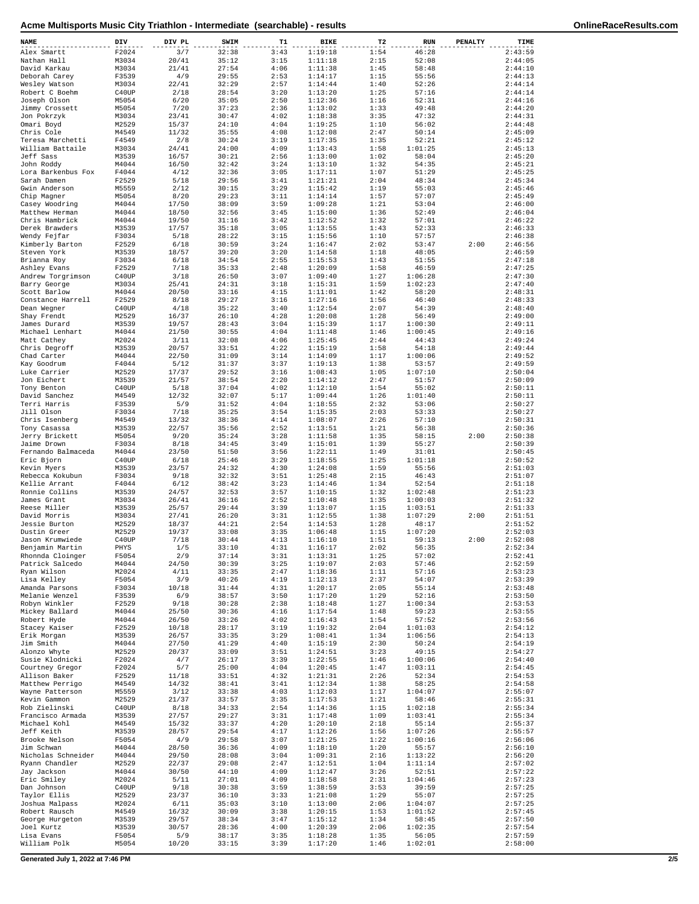# Acme Multisports Music City Triathlon - Intermediate (searchable) - results

| NAME | DIV | DIV PL | SWIM | T1 | BIKE | T2 | RUN | PENALTY | TIME |
|---|---|---|---|---|---|---|---|---|---|
| Alex Smartt | F2024 | 3/7 | 32:38 | 3:43 | 1:19:18 | 1:54 | 46:28 | | 2:43:59 |
| Nathan Hall | M3034 | 20/41 | 35:12 | 3:15 | 1:11:18 | 2:15 | 52:08 | | 2:44:05 |
| David Karkau | M3034 | 21/41 | 27:54 | 4:06 | 1:11:38 | 1:45 | 58:48 | | 2:44:10 |
| Deborah Carey | F3539 | 4/9 | 29:55 | 2:53 | 1:14:17 | 1:15 | 55:56 | | 2:44:13 |
| Wesley Watson | M3034 | 22/41 | 32:29 | 2:57 | 1:14:44 | 1:40 | 52:26 | | 2:44:14 |
| Robert C Boehm | C40UP | 2/18 | 28:54 | 3:20 | 1:13:20 | 1:25 | 57:16 | | 2:44:14 |
| Joseph Olson | M5054 | 6/20 | 35:05 | 2:50 | 1:12:36 | 1:16 | 52:31 | | 2:44:16 |
| Jimmy Crossett | M5054 | 7/20 | 37:23 | 2:36 | 1:13:02 | 1:33 | 49:48 | | 2:44:20 |
| Jon Pokrzyk | M3034 | 23/41 | 30:47 | 4:02 | 1:18:38 | 3:35 | 47:32 | | 2:44:31 |
| Omari Boyd | M2529 | 15/37 | 24:10 | 4:04 | 1:19:25 | 1:10 | 56:02 | | 2:44:48 |
| Chris Cole | M4549 | 11/32 | 35:55 | 4:08 | 1:12:08 | 2:47 | 50:14 | | 2:45:09 |
| Teresa Marchetti | F4549 | 2/8 | 30:24 | 3:19 | 1:17:35 | 1:35 | 52:21 | | 2:45:12 |
| William Battaile | M3034 | 24/41 | 24:00 | 4:09 | 1:13:43 | 1:58 | 1:01:25 | | 2:45:13 |
| Jeff Sass | M3539 | 16/57 | 30:21 | 2:56 | 1:13:00 | 1:02 | 58:04 | | 2:45:20 |
| John Roddy | M4044 | 16/50 | 32:42 | 3:24 | 1:13:10 | 1:32 | 54:35 | | 2:45:21 |
| Lora Barkenbus Fox | F4044 | 4/12 | 32:36 | 3:05 | 1:17:11 | 1:07 | 51:29 | | 2:45:25 |
| Sarah Damen | F2529 | 5/18 | 29:56 | 3:41 | 1:21:21 | 2:04 | 48:34 | | 2:45:34 |
| Gwin Anderson | M5559 | 2/12 | 30:15 | 3:29 | 1:15:42 | 1:19 | 55:03 | | 2:45:46 |
| Chip Magner | M5054 | 8/20 | 29:23 | 3:11 | 1:14:14 | 1:57 | 57:07 | | 2:45:49 |
| Casey Woodring | M4044 | 17/50 | 38:09 | 3:59 | 1:09:28 | 1:21 | 53:04 | | 2:46:00 |
| Matthew Herman | M4044 | 18/50 | 32:56 | 3:45 | 1:15:00 | 1:36 | 52:49 | | 2:46:04 |
| Chris Hambrick | M4044 | 19/50 | 31:16 | 3:42 | 1:12:52 | 1:32 | 57:01 | | 2:46:22 |
| Derek Brawders | M3539 | 17/57 | 35:18 | 3:05 | 1:13:55 | 1:43 | 52:33 | | 2:46:33 |
| Wendy Fejfar | F3034 | 5/18 | 28:22 | 3:15 | 1:15:56 | 1:10 | 57:57 | | 2:46:38 |
| Kimberly Barton | F2529 | 6/18 | 30:59 | 3:24 | 1:16:47 | 2:02 | 53:47 | 2:00 | 2:46:56 |
| Steven York | M3539 | 18/57 | 39:20 | 3:20 | 1:14:58 | 1:18 | 48:05 | | 2:46:59 |
| Brianna Roy | F3034 | 6/18 | 34:54 | 2:55 | 1:15:53 | 1:43 | 51:55 | | 2:47:18 |
| Ashley Evans | F2529 | 7/18 | 35:33 | 2:48 | 1:20:09 | 1:58 | 46:59 | | 2:47:25 |
| Andrew Torgrimson | C40UP | 3/18 | 26:50 | 3:07 | 1:09:40 | 1:27 | 1:06:28 | | 2:47:30 |
| Barry George | M3034 | 25/41 | 24:31 | 3:18 | 1:15:31 | 1:59 | 1:02:23 | | 2:47:40 |
| Scott Barlow | M4044 | 20/50 | 33:16 | 4:15 | 1:11:01 | 1:42 | 58:20 | | 2:48:31 |
| Constance Harrell | F2529 | 8/18 | 29:27 | 3:16 | 1:27:16 | 1:56 | 46:40 | | 2:48:33 |
| Dean Wegner | C40UP | 4/18 | 35:22 | 3:40 | 1:12:54 | 2:07 | 54:39 | | 2:48:40 |
| Shay Frendt | M2529 | 16/37 | 26:10 | 4:28 | 1:20:08 | 1:28 | 56:49 | | 2:49:00 |
| James Durard | M3539 | 19/57 | 28:43 | 3:04 | 1:15:39 | 1:17 | 1:00:30 | | 2:49:11 |
| Michael Lenhart | M4044 | 21/50 | 30:55 | 4:04 | 1:11:48 | 1:46 | 1:00:45 | | 2:49:16 |
| Matt Cathey | M2024 | 3/11 | 32:08 | 4:06 | 1:25:45 | 2:44 | 44:43 | | 2:49:24 |
| Chris Degroff | M3539 | 20/57 | 33:51 | 4:22 | 1:15:19 | 1:58 | 54:18 | | 2:49:44 |
| Chad Carter | M4044 | 22/50 | 31:09 | 3:14 | 1:14:09 | 1:17 | 1:00:06 | | 2:49:52 |
| Kay Goodrum | F4044 | 5/12 | 31:37 | 3:37 | 1:19:13 | 1:38 | 53:57 | | 2:49:59 |
| Luke Carrier | M2529 | 17/37 | 29:52 | 3:16 | 1:08:43 | 1:05 | 1:07:10 | | 2:50:04 |
| Jon Eichert | M3539 | 21/57 | 38:54 | 2:20 | 1:14:12 | 2:47 | 51:57 | | 2:50:09 |
| Tony Benton | C40UP | 5/18 | 37:04 | 4:02 | 1:12:10 | 1:54 | 55:02 | | 2:50:11 |
| David Sanchez | M4549 | 12/32 | 32:07 | 5:17 | 1:09:44 | 1:26 | 1:01:40 | | 2:50:11 |
| Terri Harris | F3539 | 5/9 | 31:52 | 4:04 | 1:18:55 | 2:32 | 53:06 | | 2:50:27 |
| Jill Olson | F3034 | 7/18 | 35:25 | 3:54 | 1:15:35 | 2:03 | 53:33 | | 2:50:27 |
| Chris Isenberg | M4549 | 13/32 | 38:36 | 4:14 | 1:08:07 | 2:26 | 57:10 | | 2:50:31 |
| Tony Casassa | M3539 | 22/57 | 35:56 | 2:52 | 1:13:51 | 1:21 | 56:38 | | 2:50:36 |
| Jerry Brickett | M5054 | 9/20 | 35:24 | 3:28 | 1:11:58 | 1:35 | 58:15 | 2:00 | 2:50:38 |
| Jaime Drown | F3034 | 8/18 | 34:45 | 3:49 | 1:15:01 | 1:39 | 55:27 | | 2:50:39 |
| Fernando Balmaceda | M4044 | 23/50 | 51:50 | 3:56 | 1:22:11 | 1:49 | 31:01 | | 2:50:45 |
| Eric Bjorn | C40UP | 6/18 | 25:46 | 3:29 | 1:18:55 | 1:25 | 1:01:18 | | 2:50:52 |
| Kevin Myers | M3539 | 23/57 | 24:32 | 4:30 | 1:24:08 | 1:59 | 55:56 | | 2:51:03 |
| Rebecca Kokubun | F3034 | 9/18 | 32:32 | 3:51 | 1:25:48 | 2:15 | 46:43 | | 2:51:07 |
| Kellie Arrant | F4044 | 6/12 | 38:42 | 3:23 | 1:14:46 | 1:34 | 52:54 | | 2:51:18 |
| Ronnie Collins | M3539 | 24/57 | 32:53 | 3:57 | 1:10:15 | 1:32 | 1:02:48 | | 2:51:23 |
| James Grant | M3034 | 26/41 | 36:16 | 2:52 | 1:10:48 | 1:35 | 1:00:03 | | 2:51:32 |
| Reese Miller | M3539 | 25/57 | 29:44 | 3:39 | 1:13:07 | 1:15 | 1:03:51 | | 2:51:33 |
| David Morris | M3034 | 27/41 | 26:20 | 3:31 | 1:12:55 | 1:38 | 1:07:29 | 2:00 | 2:51:51 |
| Jessie Burton | M2529 | 18/37 | 44:21 | 2:54 | 1:14:53 | 1:28 | 48:17 | | 2:51:52 |
| Dustin Greer | M2529 | 19/37 | 33:08 | 3:35 | 1:06:48 | 1:15 | 1:07:20 | | 2:52:03 |
| Jason Krumwiede | C40UP | 7/18 | 30:44 | 4:13 | 1:16:10 | 1:51 | 59:13 | 2:00 | 2:52:08 |
| Benjamin Martin | PHYS | 1/5 | 33:10 | 4:31 | 1:16:17 | 2:02 | 56:35 | | 2:52:34 |
| Rhonnda Cloinger | F5054 | 2/9 | 37:14 | 3:31 | 1:13:31 | 1:25 | 57:02 | | 2:52:41 |
| Patrick Salcedo | M4044 | 24/50 | 30:39 | 3:25 | 1:19:07 | 2:03 | 57:46 | | 2:52:59 |
| Ryan Wilson | M2024 | 4/11 | 33:35 | 2:47 | 1:18:36 | 1:11 | 57:16 | | 2:53:23 |
| Lisa Kelley | F5054 | 3/9 | 40:26 | 4:19 | 1:12:13 | 2:37 | 54:07 | | 2:53:39 |
| Amanda Parsons | F3034 | 10/18 | 31:44 | 4:31 | 1:20:17 | 2:05 | 55:14 | | 2:53:48 |
| Melanie Wenzel | F3539 | 6/9 | 38:57 | 3:50 | 1:17:20 | 1:29 | 52:16 | | 2:53:50 |
| Robyn Winkler | F2529 | 9/18 | 30:28 | 2:38 | 1:18:48 | 1:27 | 1:00:34 | | 2:53:53 |
| Mickey Ballard | M4044 | 25/50 | 30:36 | 4:16 | 1:17:54 | 1:48 | 59:23 | | 2:53:55 |
| Robert Hyde | M4044 | 26/50 | 33:26 | 4:02 | 1:16:43 | 1:54 | 57:52 | | 2:53:56 |
| Stacey Kaiser | F2529 | 10/18 | 28:17 | 3:19 | 1:19:32 | 2:04 | 1:01:03 | | 2:54:12 |
| Erik Morgan | M3539 | 26/57 | 33:35 | 3:29 | 1:08:41 | 1:34 | 1:06:56 | | 2:54:13 |
| Jim Smith | M4044 | 27/50 | 41:29 | 4:40 | 1:15:19 | 2:30 | 50:24 | | 2:54:19 |
| Alonzo Whyte | M2529 | 20/37 | 33:09 | 3:51 | 1:24:51 | 3:23 | 49:15 | | 2:54:27 |
| Susie Klodnicki | F2024 | 4/7 | 26:17 | 3:39 | 1:22:55 | 1:46 | 1:00:06 | | 2:54:40 |
| Courtney Gregor | F2024 | 5/7 | 25:00 | 4:04 | 1:20:45 | 1:47 | 1:03:11 | | 2:54:45 |
| Allison Baker | F2529 | 11/18 | 33:51 | 4:32 | 1:21:31 | 2:26 | 52:34 | | 2:54:53 |
| Matthew Perrigo | M4549 | 14/32 | 38:41 | 3:41 | 1:12:34 | 1:38 | 58:25 | | 2:54:58 |
| Wayne Patterson | M5559 | 3/12 | 33:38 | 4:03 | 1:12:03 | 1:17 | 1:04:07 | | 2:55:07 |
| Kevin Gammon | M2529 | 21/37 | 33:57 | 3:35 | 1:17:53 | 1:21 | 58:46 | | 2:55:31 |
| Rob Zielinski | C40UP | 8/18 | 34:33 | 2:54 | 1:14:36 | 1:15 | 1:02:18 | | 2:55:34 |
| Francisco Armada | M3539 | 27/57 | 29:27 | 3:31 | 1:17:48 | 1:09 | 1:03:41 | | 2:55:34 |
| Michael Kohl | M4549 | 15/32 | 33:37 | 4:20 | 1:20:10 | 2:18 | 55:14 | | 2:55:37 |
| Jeff Keith | M3539 | 28/57 | 29:54 | 4:17 | 1:12:26 | 1:56 | 1:07:26 | | 2:55:57 |
| Brooke Nelson | F5054 | 4/9 | 29:58 | 3:07 | 1:21:25 | 1:22 | 1:00:16 | | 2:56:06 |
| Jim Schwan | M4044 | 28/50 | 36:36 | 4:09 | 1:18:10 | 1:20 | 55:57 | | 2:56:10 |
| Nicholas Schneider | M4044 | 29/50 | 28:08 | 3:04 | 1:09:31 | 2:16 | 1:13:22 | | 2:56:20 |
| Ryann Chandler | M2529 | 22/37 | 29:08 | 2:47 | 1:12:51 | 1:04 | 1:11:14 | | 2:57:02 |
| Jay Jackson | M4044 | 30/50 | 44:10 | 4:09 | 1:12:47 | 3:26 | 52:51 | | 2:57:22 |
| Eric Smiley | M2024 | 5/11 | 27:01 | 4:09 | 1:18:58 | 2:31 | 1:04:46 | | 2:57:23 |
| Dan Johnson | C40UP | 9/18 | 30:38 | 3:59 | 1:38:59 | 3:53 | 39:59 | | 2:57:25 |
| Taylor Ellis | M2529 | 23/37 | 36:10 | 3:33 | 1:21:08 | 1:29 | 55:07 | | 2:57:25 |
| Joshua Malpass | M2024 | 6/11 | 35:03 | 3:10 | 1:13:00 | 2:06 | 1:04:07 | | 2:57:25 |
| Robert Rausch | M4549 | 16/32 | 30:09 | 3:38 | 1:20:15 | 1:53 | 1:01:52 | | 2:57:45 |
| George Hurgeton | M3539 | 29/57 | 38:34 | 3:47 | 1:15:12 | 1:34 | 58:45 | | 2:57:50 |
| Joel Kurtz | M3539 | 30/57 | 28:36 | 4:00 | 1:20:39 | 2:06 | 1:02:35 | | 2:57:54 |
| Lisa Evans | F5054 | 5/9 | 38:17 | 3:35 | 1:18:28 | 1:35 | 56:05 | | 2:57:59 |
| William Polk | M5054 | 10/20 | 33:15 | 3:39 | 1:17:20 | 1:46 | 1:02:01 | | 2:58:00 |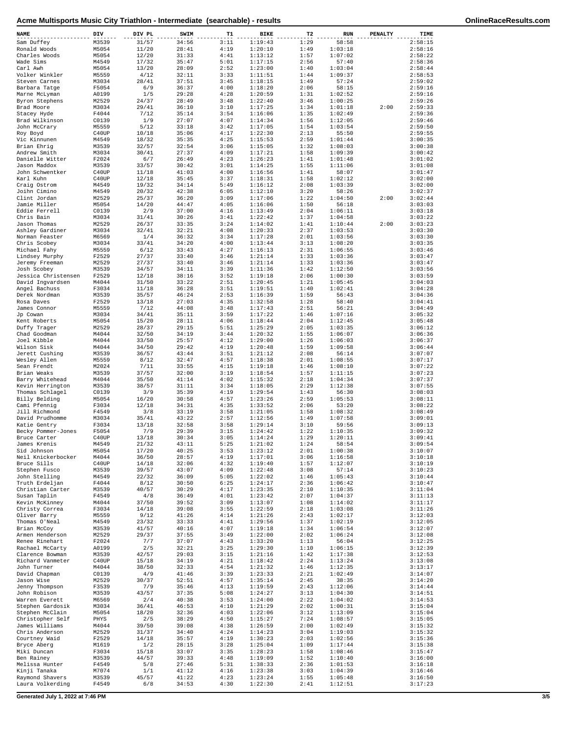# Acme Multisports Music City Triathlon - Intermediate (searchable) - results

| NAME | DIV | DIV PL | SWIM | T1 | BIKE | T2 | RUN | PENALTY | TIME |
|---|---|---|---|---|---|---|---|---|---|
| Sam Duffey | M3539 | 31/57 | 34:56 | 3:11 | 1:19:43 | 1:29 | 58:58 | | 2:58:15 |
| Ronald Woods | M5054 | 11/20 | 28:41 | 4:19 | 1:20:10 | 1:49 | 1:03:18 | | 2:58:16 |
| Charles Woods | M5054 | 12/20 | 31:33 | 4:41 | 1:13:12 | 1:57 | 1:07:02 | | 2:58:22 |
| Wade Sims | M4549 | 17/32 | 35:47 | 5:01 | 1:17:15 | 2:56 | 57:40 | | 2:58:36 |
| Carl Awh | M5054 | 13/20 | 28:09 | 2:52 | 1:23:00 | 1:40 | 1:03:04 | | 2:58:44 |
| Volker Winkler | M5559 | 4/12 | 32:11 | 3:33 | 1:11:51 | 1:44 | 1:09:37 | | 2:58:53 |
| Steven Carnes | M3034 | 28/41 | 37:51 | 3:45 | 1:18:15 | 1:49 | 57:24 | | 2:59:02 |
| Barbara Tatge | F5054 | 6/9 | 36:37 | 4:00 | 1:18:20 | 2:06 | 58:15 | | 2:59:16 |
| Marne McLyman | A0199 | 1/5 | 29:28 | 4:28 | 1:20:59 | 1:31 | 1:02:52 | | 2:59:16 |
| Byron Stephens | M2529 | 24/37 | 28:49 | 3:48 | 1:22:40 | 3:46 | 1:00:25 | | 2:59:26 |
| Brad Moore | M3034 | 29/41 | 36:10 | 3:10 | 1:17:25 | 1:34 | 1:01:18 | 2:00 | 2:59:33 |
| Stacey Hyde | F4044 | 7/12 | 35:14 | 3:54 | 1:16:06 | 1:35 | 1:02:49 | | 2:59:36 |
| Brad Wilkinson | C0139 | 1/9 | 27:07 | 4:07 | 1:14:34 | 1:56 | 1:12:05 | | 2:59:46 |
| John McCrary | M5559 | 5/12 | 33:18 | 3:42 | 1:17:05 | 1:54 | 1:03:54 | | 2:59:50 |
| Roy Boyd | C40UP | 10/18 | 35:06 | 4:17 | 1:22:30 | 2:13 | 55:50 | | 2:59:55 |
| Vic Kinnunen | M4549 | 18/32 | 35:35 | 4:25 | 1:15:53 | 2:59 | 1:01:44 | | 3:00:35 |
| Brian Ehrig | M3539 | 32/57 | 32:54 | 3:06 | 1:15:05 | 1:32 | 1:08:03 | | 3:00:38 |
| Andrew Smith | M3034 | 30/41 | 27:37 | 4:09 | 1:17:21 | 1:58 | 1:09:39 | | 3:00:42 |
| Danielle Witter | F2024 | 6/7 | 26:49 | 4:23 | 1:26:23 | 1:41 | 1:01:48 | | 3:01:02 |
| Jason Maddox | M3539 | 33/57 | 30:42 | 3:01 | 1:14:25 | 1:55 | 1:11:06 | | 3:01:08 |
| John Schwentker | C40UP | 11/18 | 41:03 | 4:00 | 1:16:56 | 1:41 | 58:07 | | 3:01:47 |
| Karl Kuhn | C40UP | 12/18 | 35:45 | 3:37 | 1:18:31 | 1:58 | 1:02:12 | | 3:02:00 |
| Craig Ostrom | M4549 | 19/32 | 34:14 | 5:49 | 1:16:12 | 2:08 | 1:03:39 | | 3:02:00 |
| Joihn Cimino | M4549 | 20/32 | 42:38 | 6:05 | 1:12:10 | 3:20 | 58:26 | | 3:02:37 |
| Clint Jordan | M2529 | 25/37 | 36:20 | 3:09 | 1:17:06 | 1:22 | 1:04:50 | 2:00 | 3:02:44 |
| Jamie Miller | M5054 | 14/20 | 44:47 | 4:05 | 1:16:06 | 1:50 | 56:18 | | 3:03:03 |
| Eddie Ferrell | C0139 | 2/9 | 37:00 | 4:16 | 1:13:49 | 2:04 | 1:06:11 | | 3:03:18 |
| Chris Bain | M3034 | 31/41 | 30:26 | 3:41 | 1:22:42 | 1:37 | 1:04:58 | | 3:03:22 |
| Jason Thomas | M2529 | 26/37 | 33:35 | 3:24 | 1:14:02 | 1:41 | 1:10:44 | 2:00 | 3:03:23 |
| Ashley Gardiner | M3034 | 32/41 | 32:21 | 4:08 | 1:20:33 | 2:37 | 1:03:53 | | 3:03:30 |
| Norman Feaster | M6569 | 1/4 | 36:32 | 3:34 | 1:17:28 | 2:01 | 1:03:56 | | 3:03:30 |
| Chris Scobey | M3034 | 33/41 | 34:20 | 4:00 | 1:13:44 | 3:13 | 1:08:20 | | 3:03:35 |
| Michael Fahy | M5559 | 6/12 | 33:43 | 4:27 | 1:16:13 | 2:31 | 1:06:55 | | 3:03:46 |
| Lindsey Murphy | F2529 | 27/37 | 33:40 | 3:46 | 1:21:14 | 1:33 | 1:03:36 | | 3:03:47 |
| Jeremy Freeman | M2529 | 27/37 | 33:40 | 3:46 | 1:21:14 | 1:33 | 1:03:36 | | 3:03:47 |
| Josh Scobey | M3539 | 34/57 | 34:11 | 3:39 | 1:11:36 | 1:42 | 1:12:50 | | 3:03:56 |
| Jessica Christensen | F2529 | 12/18 | 38:16 | 3:52 | 1:19:18 | 2:06 | 1:00:30 | | 3:03:59 |
| David Ingvardsen | M4044 | 31/50 | 33:22 | 2:51 | 1:20:45 | 1:21 | 1:05:45 | | 3:04:03 |
| Angel Bachuss | F3034 | 11/18 | 36:28 | 3:51 | 1:19:51 | 1:40 | 1:02:41 | | 3:04:28 |
| Derek Nordman | M3539 | 35/57 | 46:24 | 2:53 | 1:16:39 | 1:59 | 56:43 | | 3:04:36 |
| Rosa Daves | F2529 | 13/18 | 27:03 | 4:35 | 1:32:58 | 1:28 | 58:40 | | 3:04:41 |
| James Connor | M5559 | 7/12 | 44:08 | 3:48 | 1:17:43 | 2:51 | 56:21 | | 3:04:49 |
| Jp Cowan | M3034 | 34/41 | 35:11 | 3:59 | 1:17:22 | 1:46 | 1:07:16 | | 3:05:32 |
| Kent Roberts | M5054 | 15/20 | 28:11 | 4:06 | 1:18:44 | 2:04 | 1:12:45 | | 3:05:48 |
| Duffy Trager | M2529 | 28/37 | 29:15 | 5:51 | 1:25:29 | 2:05 | 1:03:35 | | 3:06:12 |
| Chad Goodman | M4044 | 32/50 | 34:19 | 3:44 | 1:20:32 | 1:55 | 1:06:07 | | 3:06:36 |
| Joel Kibble | M4044 | 33/50 | 25:57 | 4:12 | 1:29:00 | 1:26 | 1:06:03 | | 3:06:37 |
| Wilson Sisk | M4044 | 34/50 | 29:42 | 4:19 | 1:20:48 | 1:59 | 1:09:58 | | 3:06:44 |
| Jerett Cushing | M3539 | 36/57 | 43:44 | 3:51 | 1:21:12 | 2:08 | 56:14 | | 3:07:07 |
| Wesley Allen | M5559 | 8/12 | 32:47 | 4:57 | 1:18:38 | 2:01 | 1:08:55 | | 3:07:17 |
| Sean Frendt | M2024 | 7/11 | 33:55 | 4:15 | 1:19:18 | 1:46 | 1:08:10 | | 3:07:22 |
| Brian Weaks | M3539 | 37/57 | 32:00 | 3:19 | 1:18:54 | 1:57 | 1:11:15 | | 3:07:23 |
| Barry Whitehead | M4044 | 35/50 | 41:14 | 4:02 | 1:15:32 | 2:18 | 1:04:34 | | 3:07:37 |
| Kevin Herrington | M3539 | 38/57 | 31:11 | 3:34 | 1:18:05 | 2:29 | 1:12:38 | | 3:07:55 |
| Thomas Schlagel | C0139 | 3/9 | 35:39 | 4:19 | 1:29:54 | 1:43 | 56:30 | | 3:08:03 |
| Billy Belding | M5054 | 16/20 | 30:58 | 4:57 | 1:23:26 | 2:59 | 1:05:53 | | 3:08:11 |
| Cami Pfennig | F3034 | 12/18 | 34:31 | 4:35 | 1:33:52 | 2:06 | 53:20 | | 3:08:22 |
| Jill Richmond | F4549 | 3/8 | 33:19 | 3:58 | 1:21:05 | 1:58 | 1:08:32 | | 3:08:49 |
| David Prudhomme | M3034 | 35/41 | 43:22 | 2:57 | 1:12:56 | 1:49 | 1:07:58 | | 3:09:01 |
| Katie Gentry | F3034 | 13/18 | 32:58 | 3:58 | 1:29:14 | 3:10 | 59:56 | | 3:09:13 |
| Becky Pommer-Jones | F5054 | 7/9 | 29:39 | 3:15 | 1:24:42 | 1:22 | 1:10:35 | | 3:09:32 |
| Bruce Carter | C40UP | 13/18 | 30:34 | 3:05 | 1:14:24 | 1:29 | 1:20:11 | | 3:09:41 |
| James Krenis | M4549 | 21/32 | 43:11 | 5:25 | 1:21:02 | 1:24 | 58:54 | | 3:09:54 |
| Sid Johnson | M5054 | 17/20 | 40:25 | 3:53 | 1:23:12 | 2:01 | 1:00:38 | | 3:10:07 |
| Neil Knickerbocker | M4044 | 36/50 | 28:57 | 4:19 | 1:17:01 | 3:06 | 1:16:58 | | 3:10:18 |
| Bruce Sills | C40UP | 14/18 | 32:06 | 4:32 | 1:19:40 | 1:57 | 1:12:07 | | 3:10:19 |
| Stephen Fusco | M3539 | 39/57 | 43:07 | 4:09 | 1:22:48 | 3:08 | 57:14 | | 3:10:23 |
| John Stelling | M4549 | 22/32 | 36:09 | 5:05 | 1:22:02 | 1:46 | 1:05:43 | | 3:10:44 |
| Truth Erdeljan | F4044 | 8/12 | 30:50 | 6:25 | 1:24:17 | 2:36 | 1:06:42 | | 3:10:47 |
| Christian Carter | M3539 | 40/57 | 30:29 | 4:17 | 1:23:35 | 2:10 | 1:10:35 | | 3:11:04 |
| Susan Taplin | F4549 | 4/8 | 36:49 | 4:01 | 1:23:42 | 2:07 | 1:04:37 | | 3:11:13 |
| Kevin McKinney | M4044 | 37/50 | 39:52 | 3:09 | 1:13:07 | 1:08 | 1:14:02 | | 3:11:17 |
| Christy Correa | F3034 | 14/18 | 39:08 | 3:55 | 1:22:59 | 2:18 | 1:03:08 | | 3:11:26 |
| Oliver Barry | M5559 | 9/12 | 41:26 | 4:14 | 1:21:26 | 2:43 | 1:02:17 | | 3:12:03 |
| Thomas O'Neal | M4549 | 23/32 | 33:33 | 4:41 | 1:29:56 | 1:37 | 1:02:19 | | 3:12:05 |
| Brian McCoy | M3539 | 41/57 | 40:16 | 4:07 | 1:19:18 | 1:34 | 1:06:54 | | 3:12:07 |
| Armen Henderson | M2529 | 29/37 | 37:55 | 3:49 | 1:22:00 | 2:02 | 1:06:24 | | 3:12:08 |
| Renee Rinehart | F2024 | 7/7 | 37:07 | 4:43 | 1:33:20 | 1:13 | 56:04 | | 3:12:25 |
| Rachael McCarty | A0199 | 2/5 | 32:21 | 3:25 | 1:29:30 | 1:10 | 1:06:15 | | 3:12:39 |
| Clarence Bowman | M3539 | 42/57 | 29:03 | 3:15 | 1:21:16 | 1:42 | 1:17:38 | | 3:12:53 |
| Richard Vanmeter | C40UP | 15/18 | 34:19 | 4:21 | 1:18:42 | 2:24 | 1:13:24 | | 3:13:08 |
| John Turner | M4044 | 38/50 | 32:33 | 4:54 | 1:21:32 | 1:46 | 1:12:35 | | 3:13:17 |
| David Chapman | C0139 | 4/9 | 41:46 | 3:39 | 1:23:33 | 2:21 | 1:02:49 | | 3:14:07 |
| Jason Wise | M2529 | 30/37 | 52:51 | 4:57 | 1:35:14 | 2:45 | 38:35 | | 3:14:20 |
| Jenny Thompson | F3539 | 7/9 | 35:46 | 4:13 | 1:19:59 | 2:43 | 1:12:06 | | 3:14:44 |
| John Robison | M3539 | 43/57 | 37:35 | 5:08 | 1:24:27 | 3:13 | 1:04:30 | | 3:14:51 |
| Warren Everett | M6569 | 2/4 | 40:38 | 3:53 | 1:24:00 | 2:22 | 1:04:02 | | 3:14:53 |
| Stephen Gardosik | M3034 | 36/41 | 46:53 | 4:10 | 1:21:29 | 2:02 | 1:00:31 | | 3:15:04 |
| Stephen McClain | M5054 | 18/20 | 32:36 | 4:03 | 1:22:06 | 3:12 | 1:13:09 | | 3:15:04 |
| Christopher Self | PHYS | 2/5 | 38:29 | 4:50 | 1:15:27 | 7:24 | 1:08:57 | | 3:15:05 |
| James Williams | M4044 | 39/50 | 39:08 | 4:38 | 1:26:59 | 2:00 | 1:02:49 | | 3:15:32 |
| Chris Anderson | M2529 | 31/37 | 34:40 | 4:24 | 1:14:23 | 3:04 | 1:19:03 | | 3:15:32 |
| Courtney Waid | F2529 | 14/18 | 35:57 | 4:19 | 1:30:23 | 2:03 | 1:02:56 | | 3:15:36 |
| Bryce Aberg | M1619 | 1/2 | 28:15 | 3:28 | 1:25:04 | 1:09 | 1:17:44 | | 3:15:38 |
| Miki Duncan | F3034 | 15/18 | 33:07 | 3:35 | 1:28:23 | 1:58 | 1:08:46 | | 3:15:47 |
| Ben Rainey | M3539 | 44/57 | 39:33 | 4:48 | 1:19:09 | 1:52 | 1:10:40 | | 3:16:00 |
| Melissa Hunter | F4549 | 5/8 | 27:46 | 5:31 | 1:38:33 | 2:36 | 1:01:53 | | 3:16:18 |
| Kinji Tanaka | M7074 | 1/1 | 41:12 | 4:16 | 1:23:38 | 3:03 | 1:04:39 | | 3:16:46 |
| Raymond Shavers | M3539 | 45/57 | 41:22 | 4:23 | 1:23:24 | 1:55 | 1:05:48 | | 3:16:50 |
| Laura Volkerding | F4549 | 6/8 | 34:53 | 4:30 | 1:22:30 | 2:41 | 1:12:51 | | 3:17:23 |

Generated July 1, 2022 at 7:46 PM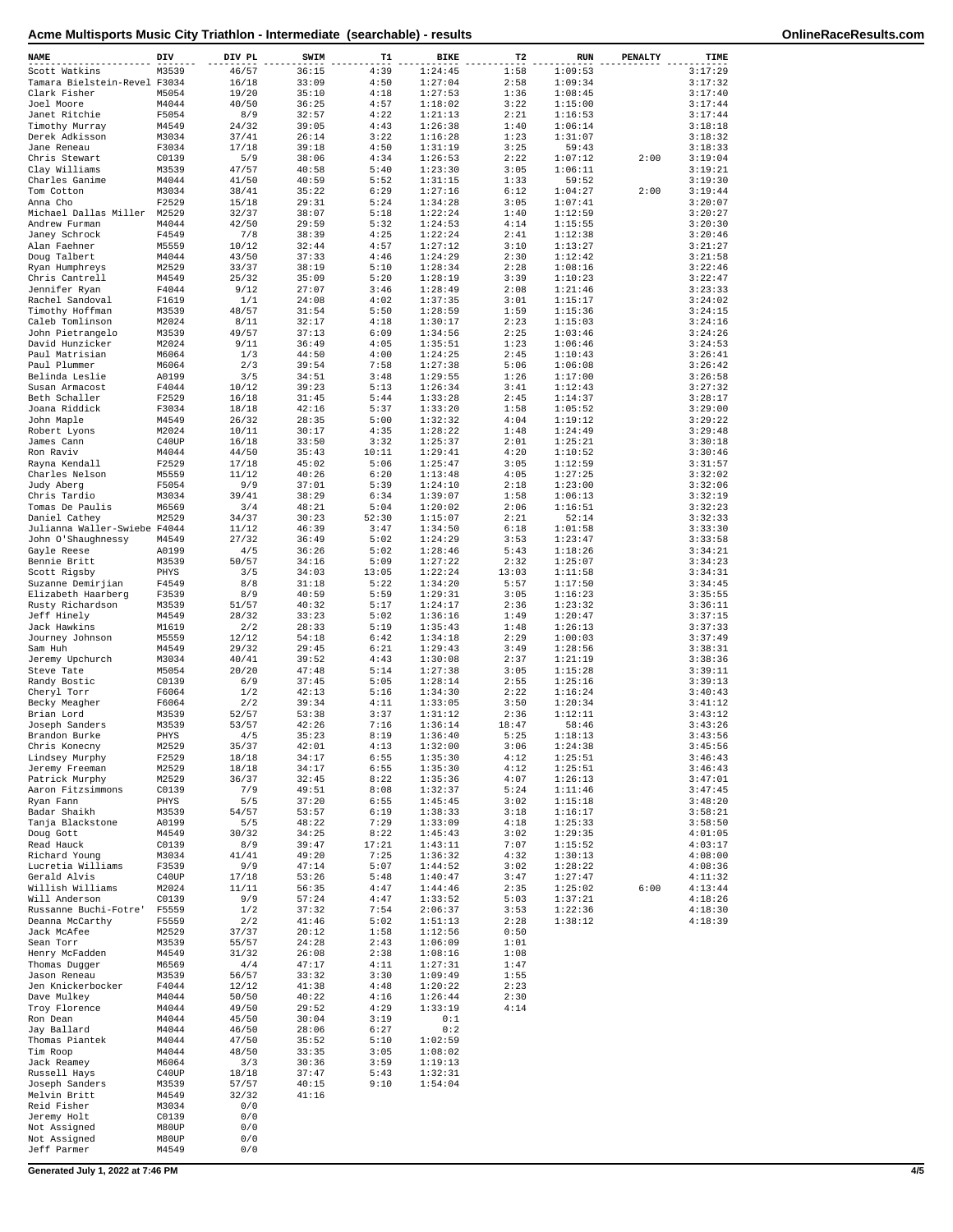# Acme Multisports Music City Triathlon - Intermediate (searchable) - results

| NAME | DIV | DIV PL | SWIM | T1 | BIKE | T2 | RUN | PENALTY | TIME |
|---|---|---|---|---|---|---|---|---|---|
| Scott Watkins | M3539 | 46/57 | 36:15 | 4:39 | 1:24:45 | 1:58 | 1:09:53 | | 3:17:29 |
| Tamara Bielstein-Revel | F3034 | 16/18 | 33:09 | 4:50 | 1:27:04 | 2:58 | 1:09:34 | | 3:17:32 |
| Clark Fisher | M5054 | 19/20 | 35:10 | 4:18 | 1:27:53 | 1:36 | 1:08:45 | | 3:17:40 |
| Joel Moore | M4044 | 40/50 | 36:25 | 4:57 | 1:18:02 | 3:22 | 1:15:00 | | 3:17:44 |
| Janet Ritchie | F5054 | 8/9 | 32:57 | 4:22 | 1:21:13 | 2:21 | 1:16:53 | | 3:17:44 |
| Timothy Murray | M4549 | 24/32 | 39:05 | 4:43 | 1:26:38 | 1:40 | 1:06:14 | | 3:18:18 |
| Derek Adkisson | M3034 | 37/41 | 26:14 | 3:22 | 1:16:28 | 1:23 | 1:31:07 | | 3:18:32 |
| Jane Reneau | F3034 | 17/18 | 39:18 | 4:50 | 1:31:19 | 3:25 | 59:43 | | 3:18:33 |
| Chris Stewart | C0139 | 5/9 | 38:06 | 4:34 | 1:26:53 | 2:22 | 1:07:12 | 2:00 | 3:19:04 |
| Clay Williams | M3539 | 47/57 | 40:58 | 5:40 | 1:23:30 | 3:05 | 1:06:11 | | 3:19:21 |
| Charles Ganime | M4044 | 41/50 | 40:59 | 5:52 | 1:31:15 | 1:33 | 59:52 | | 3:19:30 |
| Tom Cotton | M3034 | 38/41 | 35:22 | 6:29 | 1:27:16 | 6:12 | 1:04:27 | 2:00 | 3:19:44 |
| Anna Cho | F2529 | 15/18 | 29:31 | 5:24 | 1:34:28 | 3:05 | 1:07:41 | | 3:20:07 |
| Michael Dallas Miller | M2529 | 32/37 | 38:07 | 5:18 | 1:22:24 | 1:40 | 1:12:59 | | 3:20:27 |
| Andrew Furman | M4044 | 42/50 | 29:59 | 5:32 | 1:24:53 | 4:14 | 1:15:55 | | 3:20:30 |
| Janey Schrock | F4549 | 7/8 | 38:39 | 4:25 | 1:22:24 | 2:41 | 1:12:38 | | 3:20:46 |
| Alan Faehner | M5559 | 10/12 | 32:44 | 4:57 | 1:27:12 | 3:10 | 1:13:27 | | 3:21:27 |
| Doug Talbert | M4044 | 43/50 | 37:33 | 4:46 | 1:24:29 | 2:30 | 1:12:42 | | 3:21:58 |
| Ryan Humphreys | M2529 | 33/37 | 38:19 | 5:10 | 1:28:34 | 2:28 | 1:08:16 | | 3:22:46 |
| Chris Cantrell | M4549 | 25/32 | 35:09 | 5:20 | 1:28:19 | 3:39 | 1:10:23 | | 3:22:47 |
| Jennifer Ryan | F4044 | 9/12 | 27:07 | 3:46 | 1:28:49 | 2:08 | 1:21:46 | | 3:23:33 |
| Rachel Sandoval | F1619 | 1/1 | 24:08 | 4:02 | 1:37:35 | 3:01 | 1:15:17 | | 3:24:02 |
| Timothy Hoffman | M3539 | 48/57 | 31:54 | 5:50 | 1:28:59 | 1:59 | 1:15:36 | | 3:24:15 |
| Caleb Tomlinson | M2024 | 8/11 | 32:17 | 4:18 | 1:30:17 | 2:23 | 1:15:03 | | 3:24:16 |
| John Pietrangelo | M3539 | 49/57 | 37:13 | 6:09 | 1:34:56 | 2:25 | 1:03:46 | | 3:24:26 |
| David Hunzicker | M2024 | 9/11 | 36:49 | 4:05 | 1:35:51 | 1:23 | 1:06:46 | | 3:24:53 |
| Paul Matrisian | M6064 | 1/3 | 44:50 | 4:00 | 1:24:25 | 2:45 | 1:10:43 | | 3:26:41 |
| Paul Plummer | M6064 | 2/3 | 39:54 | 7:58 | 1:27:38 | 5:06 | 1:06:08 | | 3:26:42 |
| Belinda Leslie | A0199 | 3/5 | 34:51 | 3:48 | 1:29:55 | 1:26 | 1:17:00 | | 3:26:58 |
| Susan Armacost | F4044 | 10/12 | 39:23 | 5:13 | 1:26:34 | 3:41 | 1:12:43 | | 3:27:32 |
| Beth Schaller | F2529 | 16/18 | 31:45 | 5:44 | 1:33:28 | 2:45 | 1:14:37 | | 3:28:17 |
| Joana Riddick | F3034 | 18/18 | 42:16 | 5:37 | 1:33:20 | 1:58 | 1:05:52 | | 3:29:00 |
| John Maple | M4549 | 26/32 | 28:35 | 5:00 | 1:32:32 | 4:04 | 1:19:12 | | 3:29:22 |
| Robert Lyons | M2024 | 10/11 | 30:17 | 4:35 | 1:28:22 | 1:48 | 1:24:49 | | 3:29:48 |
| James Cann | C40UP | 16/18 | 33:50 | 3:32 | 1:25:37 | 2:01 | 1:25:21 | | 3:30:18 |
| Ron Raviv | M4044 | 44/50 | 35:43 | 10:11 | 1:29:41 | 4:20 | 1:10:52 | | 3:30:46 |
| Rayna Kendall | F2529 | 17/18 | 45:02 | 5:06 | 1:25:47 | 3:05 | 1:12:59 | | 3:31:57 |
| Charles Nelson | M5559 | 11/12 | 40:26 | 6:20 | 1:13:48 | 4:05 | 1:27:25 | | 3:32:02 |
| Judy Aberg | F5054 | 9/9 | 37:01 | 5:39 | 1:24:10 | 2:18 | 1:23:00 | | 3:32:06 |
| Chris Tardio | M3034 | 39/41 | 38:29 | 6:34 | 1:39:07 | 1:58 | 1:06:13 | | 3:32:19 |
| Tomas De Paulis | M6569 | 3/4 | 48:21 | 5:04 | 1:20:02 | 2:06 | 1:16:51 | | 3:32:23 |
| Daniel Cathey | M2529 | 34/37 | 30:23 | 52:30 | 1:15:07 | 2:21 | 52:14 | | 3:32:33 |
| Julianna Waller-Swiebe | F4044 | 11/12 | 46:39 | 3:47 | 1:34:50 | 6:18 | 1:01:58 | | 3:33:30 |
| John O'Shaughnessy | M4549 | 27/32 | 36:49 | 5:02 | 1:24:29 | 3:53 | 1:23:47 | | 3:33:58 |
| Gayle Reese | A0199 | 4/5 | 36:26 | 5:02 | 1:28:46 | 5:43 | 1:18:26 | | 3:34:21 |
| Bennie Britt | M3539 | 50/57 | 34:16 | 5:09 | 1:27:22 | 2:32 | 1:25:07 | | 3:34:23 |
| Scott Rigsby | PHYS | 3/5 | 34:03 | 13:05 | 1:22:24 | 13:03 | 1:11:58 | | 3:34:31 |
| Suzanne Demirjian | F4549 | 8/8 | 31:18 | 5:22 | 1:34:20 | 5:57 | 1:17:50 | | 3:34:45 |
| Elizabeth Haarberg | F3539 | 8/9 | 40:59 | 5:59 | 1:29:31 | 3:05 | 1:16:23 | | 3:35:55 |
| Rusty Richardson | M3539 | 51/57 | 40:32 | 5:17 | 1:24:17 | 2:36 | 1:23:32 | | 3:36:11 |
| Jeff Hinely | M4549 | 28/32 | 33:23 | 5:02 | 1:36:16 | 1:49 | 1:20:47 | | 3:37:15 |
| Jack Hawkins | M1619 | 2/2 | 28:33 | 5:19 | 1:35:43 | 1:48 | 1:26:13 | | 3:37:33 |
| Journey Johnson | M5559 | 12/12 | 54:18 | 6:42 | 1:34:18 | 2:29 | 1:00:03 | | 3:37:49 |
| Sam Huh | M4549 | 29/32 | 29:45 | 6:21 | 1:29:43 | 3:49 | 1:28:56 | | 3:38:31 |
| Jeremy Upchurch | M3034 | 40/41 | 39:52 | 4:43 | 1:30:08 | 2:37 | 1:21:19 | | 3:38:36 |
| Steve Tate | M5054 | 20/20 | 47:48 | 5:14 | 1:27:38 | 3:05 | 1:15:28 | | 3:39:11 |
| Randy Bostic | C0139 | 6/9 | 37:45 | 5:05 | 1:28:14 | 2:55 | 1:25:16 | | 3:39:13 |
| Cheryl Torr | F6064 | 1/2 | 42:13 | 5:16 | 1:34:30 | 2:22 | 1:16:24 | | 3:40:43 |
| Becky Meagher | F6064 | 2/2 | 39:34 | 4:11 | 1:33:05 | 3:50 | 1:20:34 | | 3:41:12 |
| Brian Lord | M3539 | 52/57 | 53:38 | 3:37 | 1:31:12 | 2:36 | 1:12:11 | | 3:43:12 |
| Joseph Sanders | M3539 | 53/57 | 42:26 | 7:16 | 1:36:14 | 18:47 | 58:46 | | 3:43:26 |
| Brandon Burke | PHYS | 4/5 | 35:23 | 8:19 | 1:36:40 | 5:25 | 1:18:13 | | 3:43:56 |
| Chris Konecny | M2529 | 35/37 | 42:01 | 4:13 | 1:32:00 | 3:06 | 1:24:38 | | 3:45:56 |
| Lindsey Murphy | F2529 | 18/18 | 34:17 | 6:55 | 1:35:30 | 4:12 | 1:25:51 | | 3:46:43 |
| Jeremy Freeman | M2529 | 18/18 | 34:17 | 6:55 | 1:35:30 | 4:12 | 1:25:51 | | 3:46:43 |
| Patrick Murphy | M2529 | 36/37 | 32:45 | 8:22 | 1:35:36 | 4:07 | 1:26:13 | | 3:47:01 |
| Aaron Fitzsimmons | C0139 | 7/9 | 49:51 | 8:08 | 1:32:37 | 5:24 | 1:11:46 | | 3:47:45 |
| Ryan Fann | PHYS | 5/5 | 37:20 | 6:55 | 1:45:45 | 3:02 | 1:15:18 | | 3:48:20 |
| Badar Shaikh | M3539 | 54/57 | 53:57 | 6:19 | 1:38:33 | 3:18 | 1:16:17 | | 3:58:21 |
| Tanja Blackstone | A0199 | 5/5 | 48:22 | 7:29 | 1:33:09 | 4:18 | 1:25:33 | | 3:58:50 |
| Doug Gott | M4549 | 30/32 | 34:25 | 8:22 | 1:45:43 | 3:02 | 1:29:35 | | 4:01:05 |
| Read Hauck | C0139 | 8/9 | 39:47 | 17:21 | 1:43:11 | 7:07 | 1:15:52 | | 4:03:17 |
| Richard Young | M3034 | 41/41 | 49:20 | 7:25 | 1:36:32 | 4:32 | 1:30:13 | | 4:08:00 |
| Lucretia Williams | F3539 | 9/9 | 47:14 | 5:07 | 1:44:52 | 3:02 | 1:28:22 | | 4:08:36 |
| Gerald Alvis | C40UP | 17/18 | 53:26 | 5:48 | 1:40:47 | 3:47 | 1:27:47 | | 4:11:32 |
| Willish Williams | M2024 | 11/11 | 56:35 | 4:47 | 1:44:46 | 2:35 | 1:25:02 | 6:00 | 4:13:44 |
| Will Anderson | C0139 | 9/9 | 57:24 | 4:47 | 1:33:52 | 5:03 | 1:37:21 | | 4:18:26 |
| Russanne Buchi-Fotre' | F5559 | 1/2 | 37:32 | 7:54 | 2:06:37 | 3:53 | 1:22:36 | | 4:18:30 |
| Deanna McCarthy | F5559 | 2/2 | 41:46 | 5:02 | 1:51:13 | 2:28 | 1:38:12 | | 4:18:39 |
| Jack McAfee | M2529 | 37/37 | 20:12 | 1:58 | 1:12:56 | 0:50 | | | |
| Sean Torr | M3539 | 55/57 | 24:28 | 2:43 | 1:06:09 | 1:01 | | | |
| Henry McFadden | M4549 | 31/32 | 26:08 | 2:38 | 1:08:16 | 1:08 | | | |
| Thomas Dugger | M6569 | 4/4 | 47:17 | 4:11 | 1:27:31 | 1:47 | | | |
| Jason Reneau | M3539 | 56/57 | 33:32 | 3:30 | 1:09:49 | 1:55 | | | |
| Jen Knickerbocker | F4044 | 12/12 | 41:38 | 4:48 | 1:20:22 | 2:23 | | | |
| Dave Mulkey | M4044 | 50/50 | 40:22 | 4:16 | 1:26:44 | 2:30 | | | |
| Troy Florence | M4044 | 49/50 | 29:52 | 4:29 | 1:33:19 | 4:14 | | | |
| Ron Dean | M4044 | 45/50 | 30:04 | 3:19 | 0:1 | | | | |
| Jay Ballard | M4044 | 46/50 | 28:06 | 6:27 | 0:2 | | | | |
| Thomas Piantek | M4044 | 47/50 | 35:52 | 5:10 | 1:02:59 | | | | |
| Tim Roop | M4044 | 48/50 | 33:35 | 3:05 | 1:08:02 | | | | |
| Jack Reamey | M6064 | 3/3 | 30:36 | 3:59 | 1:19:13 | | | | |
| Russell Hays | C40UP | 18/18 | 37:47 | 5:43 | 1:32:31 | | | | |
| Joseph Sanders | M3539 | 57/57 | 40:15 | 9:10 | 1:54:04 | | | | |
| Melvin Britt | M4549 | 32/32 | 41:16 | | | | | | |
| Reid Fisher | M3034 | 0/0 | | | | | | | |
| Jeremy Holt | C0139 | 0/0 | | | | | | | |
| Not Assigned | M80UP | 0/0 | | | | | | | |
| Not Assigned | M80UP | 0/0 | | | | | | | |
| Jeff Parmer | M4549 | 0/0 | | | | | | | |

Generated July 1, 2022 at 7:46 PM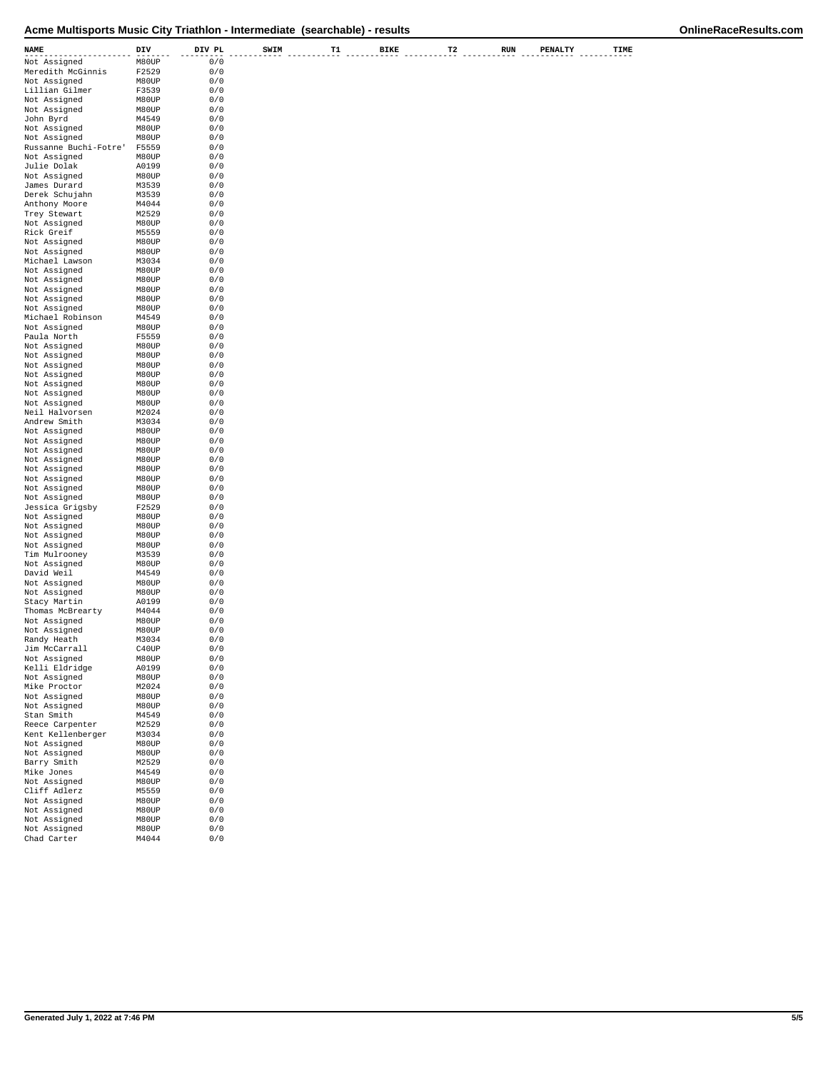| NAME | DIV | DIV PL | SWIM | T1 | BIKE | T2 | RUN | PENALTY | TIME |
|---|---|---|---|---|---|---|---|---|---|
| Not Assigned | M80UP | 0/0 | | | | | | | |
| Meredith McGinnis | F2529 | 0/0 | | | | | | | |
| Not Assigned | M80UP | 0/0 | | | | | | | |
| Lillian Gilmer | F3539 | 0/0 | | | | | | | |
| Not Assigned | M80UP | 0/0 | | | | | | | |
| Not Assigned | M80UP | 0/0 | | | | | | | |
| John Byrd | M4549 | 0/0 | | | | | | | |
| Not Assigned | M80UP | 0/0 | | | | | | | |
| Not Assigned | M80UP | 0/0 | | | | | | | |
| Russanne Buchi-Fotre' | F5559 | 0/0 | | | | | | | |
| Not Assigned | M80UP | 0/0 | | | | | | | |
| Julie Dolak | A0199 | 0/0 | | | | | | | |
| Not Assigned | M80UP | 0/0 | | | | | | | |
| James Durard | M3539 | 0/0 | | | | | | | |
| Derek Schujahn | M3539 | 0/0 | | | | | | | |
| Anthony Moore | M4044 | 0/0 | | | | | | | |
| Trey Stewart | M2529 | 0/0 | | | | | | | |
| Not Assigned | M80UP | 0/0 | | | | | | | |
| Rick Greif | M5559 | 0/0 | | | | | | | |
| Not Assigned | M80UP | 0/0 | | | | | | | |
| Not Assigned | M80UP | 0/0 | | | | | | | |
| Michael Lawson | M3034 | 0/0 | | | | | | | |
| Not Assigned | M80UP | 0/0 | | | | | | | |
| Not Assigned | M80UP | 0/0 | | | | | | | |
| Not Assigned | M80UP | 0/0 | | | | | | | |
| Not Assigned | M80UP | 0/0 | | | | | | | |
| Not Assigned | M80UP | 0/0 | | | | | | | |
| Michael Robinson | M4549 | 0/0 | | | | | | | |
| Not Assigned | M80UP | 0/0 | | | | | | | |
| Paula North | F5559 | 0/0 | | | | | | | |
| Not Assigned | M80UP | 0/0 | | | | | | | |
| Not Assigned | M80UP | 0/0 | | | | | | | |
| Not Assigned | M80UP | 0/0 | | | | | | | |
| Not Assigned | M80UP | 0/0 | | | | | | | |
| Not Assigned | M80UP | 0/0 | | | | | | | |
| Not Assigned | M80UP | 0/0 | | | | | | | |
| Not Assigned | M80UP | 0/0 | | | | | | | |
| Neil Halvorsen | M2024 | 0/0 | | | | | | | |
| Andrew Smith | M3034 | 0/0 | | | | | | | |
| Not Assigned | M80UP | 0/0 | | | | | | | |
| Not Assigned | M80UP | 0/0 | | | | | | | |
| Not Assigned | M80UP | 0/0 | | | | | | | |
| Not Assigned | M80UP | 0/0 | | | | | | | |
| Not Assigned | M80UP | 0/0 | | | | | | | |
| Not Assigned | M80UP | 0/0 | | | | | | | |
| Not Assigned | M80UP | 0/0 | | | | | | | |
| Not Assigned | M80UP | 0/0 | | | | | | | |
| Jessica Grigsby | F2529 | 0/0 | | | | | | | |
| Not Assigned | M80UP | 0/0 | | | | | | | |
| Not Assigned | M80UP | 0/0 | | | | | | | |
| Not Assigned | M80UP | 0/0 | | | | | | | |
| Not Assigned | M80UP | 0/0 | | | | | | | |
| Tim Mulrooney | M3539 | 0/0 | | | | | | | |
| Not Assigned | M80UP | 0/0 | | | | | | | |
| David Weil | M4549 | 0/0 | | | | | | | |
| Not Assigned | M80UP | 0/0 | | | | | | | |
| Not Assigned | M80UP | 0/0 | | | | | | | |
| Stacy Martin | A0199 | 0/0 | | | | | | | |
| Thomas McBrearty | M4044 | 0/0 | | | | | | | |
| Not Assigned | M80UP | 0/0 | | | | | | | |
| Not Assigned | M80UP | 0/0 | | | | | | | |
| Randy Heath | M3034 | 0/0 | | | | | | | |
| Jim McCarrall | C40UP | 0/0 | | | | | | | |
| Not Assigned | M80UP | 0/0 | | | | | | | |
| Kelli Eldridge | A0199 | 0/0 | | | | | | | |
| Not Assigned | M80UP | 0/0 | | | | | | | |
| Mike Proctor | M2024 | 0/0 | | | | | | | |
| Not Assigned | M80UP | 0/0 | | | | | | | |
| Not Assigned | M80UP | 0/0 | | | | | | | |
| Stan Smith | M4549 | 0/0 | | | | | | | |
| Reece Carpenter | M2529 | 0/0 | | | | | | | |
| Kent Kellenberger | M3034 | 0/0 | | | | | | | |
| Not Assigned | M80UP | 0/0 | | | | | | | |
| Not Assigned | M80UP | 0/0 | | | | | | | |
| Barry Smith | M2529 | 0/0 | | | | | | | |
| Mike Jones | M4549 | 0/0 | | | | | | | |
| Not Assigned | M80UP | 0/0 | | | | | | | |
| Cliff Adlerz | M5559 | 0/0 | | | | | | | |
| Not Assigned | M80UP | 0/0 | | | | | | | |
| Not Assigned | M80UP | 0/0 | | | | | | | |
| Not Assigned | M80UP | 0/0 | | | | | | | |
| Not Assigned | M80UP | 0/0 | | | | | | | |
| Chad Carter | M4044 | 0/0 | | | | | | | |

Generated July 1, 2022 at 7:46 PM